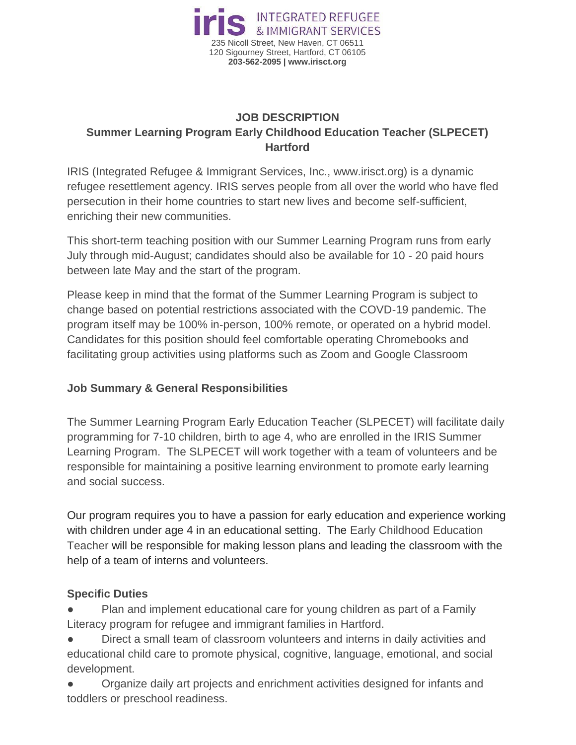**iris** INTEGRATED REFUGEE & IMMIGRANT SERVICES
235 Nicoll Street, New Haven, CT 06511
120 Sigourney Street, Hartford, CT 06105
**203-562-2095 | www.irisct.org**

# JOB DESCRIPTION
## Summer Learning Program Early Childhood Education Teacher (SLPECET)
## Hartford

IRIS (Integrated Refugee & Immigrant Services, Inc., www.irisct.org) is a dynamic refugee resettlement agency. IRIS serves people from all over the world who have fled persecution in their home countries to start new lives and become self-sufficient, enriching their new communities.

This short-term teaching position with our Summer Learning Program runs from early July through mid-August; candidates should also be available for 10 - 20 paid hours between late May and the start of the program.

Please keep in mind that the format of the Summer Learning Program is subject to change based on potential restrictions associated with the COVD-19 pandemic. The program itself may be 100% in-person, 100% remote, or operated on a hybrid model. Candidates for this position should feel comfortable operating Chromebooks and facilitating group activities using platforms such as Zoom and Google Classroom

### Job Summary & General Responsibilities

The Summer Learning Program Early Education Teacher (SLPECET) will facilitate daily programming for 7-10 children, birth to age 4, who are enrolled in the IRIS Summer Learning Program. The SLPECET will work together with a team of volunteers and be responsible for maintaining a positive learning environment to promote early learning and social success.

Our program requires you to have a passion for early education and experience working with children under age 4 in an educational setting. The Early Childhood Education Teacher will be responsible for making lesson plans and leading the classroom with the help of a team of interns and volunteers.

### Specific Duties

- Plan and implement educational care for young children as part of a Family Literacy program for refugee and immigrant families in Hartford.
- Direct a small team of classroom volunteers and interns in daily activities and educational child care to promote physical, cognitive, language, emotional, and social development.
- Organize daily art projects and enrichment activities designed for infants and toddlers or preschool readiness.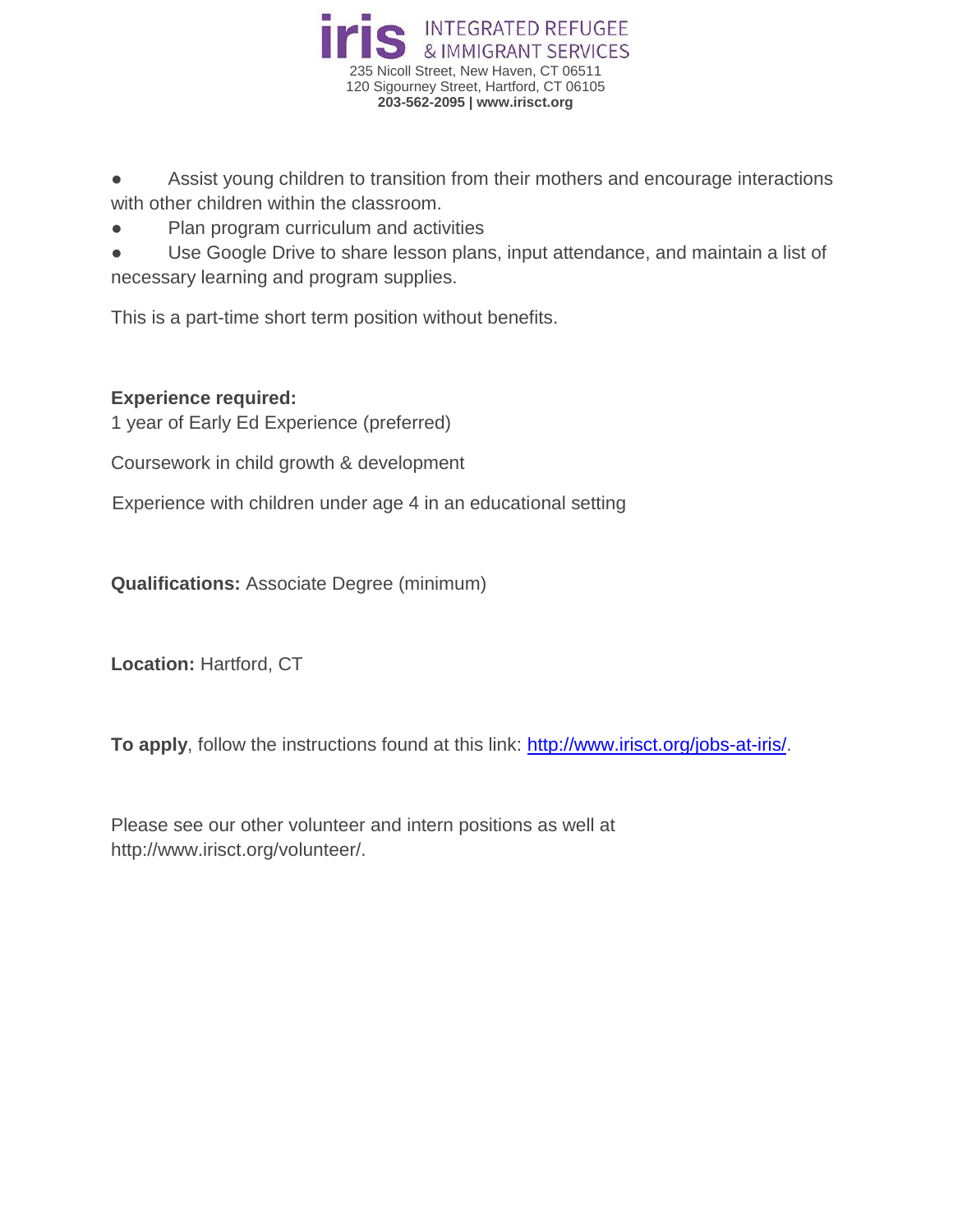- Assist young children to transition from their mothers and encourage interactions with other children within the classroom.
- Plan program curriculum and activities
- Use Google Drive to share lesson plans, input attendance, and maintain a list of necessary learning and program supplies.

This is a part-time short term position without benefits.

**Experience required:**
1 year of Early Ed Experience (preferred)

Coursework in child growth & development

Experience with children under age 4 in an educational setting

**Qualifications:** Associate Degree (minimum)

**Location:** Hartford, CT

**To apply**, follow the instructions found at this link: [http://www.irisct.org/jobs-at-iris/](http://www.irisct.org/jobs-at-iris/).

Please see our other volunteer and intern positions as well at http://www.irisct.org/volunteer/.